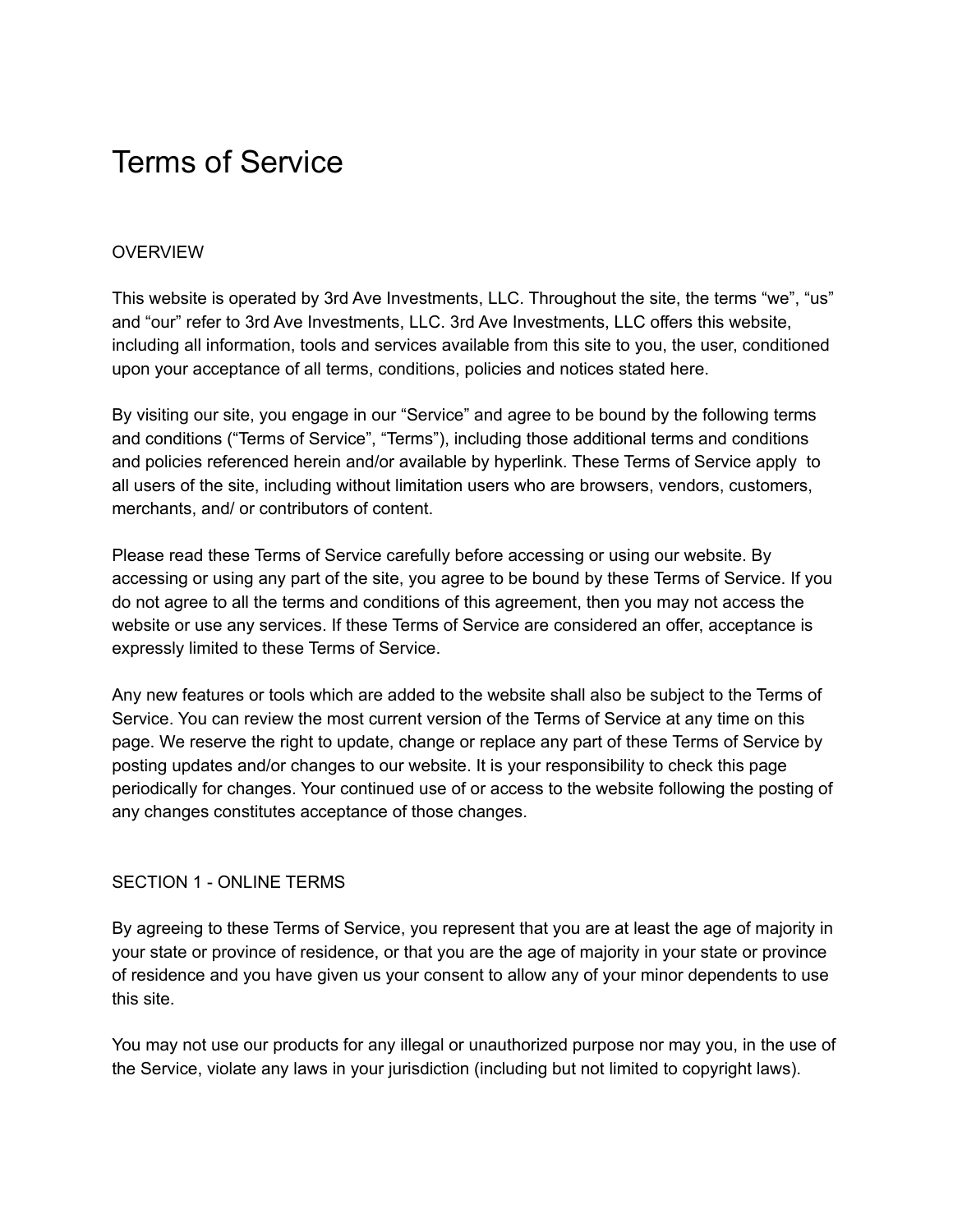# Terms of Service

## OVERVIEW

This website is operated by 3rd Ave Investments, LLC. Throughout the site, the terms “we”, “us” and “our” refer to 3rd Ave Investments, LLC. 3rd Ave Investments, LLC offers this website, including all information, tools and services available from this site to you, the user, conditioned upon your acceptance of all terms, conditions, policies and notices stated here.

By visiting our site, you engage in our “Service” and agree to be bound by the following terms and conditions (“Terms of Service”, “Terms”), including those additional terms and conditions and policies referenced herein and/or available by hyperlink. These Terms of Service apply to all users of the site, including without limitation users who are browsers, vendors, customers, merchants, and/ or contributors of content.

Please read these Terms of Service carefully before accessing or using our website. By accessing or using any part of the site, you agree to be bound by these Terms of Service. If you do not agree to all the terms and conditions of this agreement, then you may not access the website or use any services. If these Terms of Service are considered an offer, acceptance is expressly limited to these Terms of Service.

Any new features or tools which are added to the website shall also be subject to the Terms of Service. You can review the most current version of the Terms of Service at any time on this page. We reserve the right to update, change or replace any part of these Terms of Service by posting updates and/or changes to our website. It is your responsibility to check this page periodically for changes. Your continued use of or access to the website following the posting of any changes constitutes acceptance of those changes.

## SECTION 1 - ONLINE TERMS

By agreeing to these Terms of Service, you represent that you are at least the age of majority in your state or province of residence, or that you are the age of majority in your state or province of residence and you have given us your consent to allow any of your minor dependents to use this site.

You may not use our products for any illegal or unauthorized purpose nor may you, in the use of the Service, violate any laws in your jurisdiction (including but not limited to copyright laws).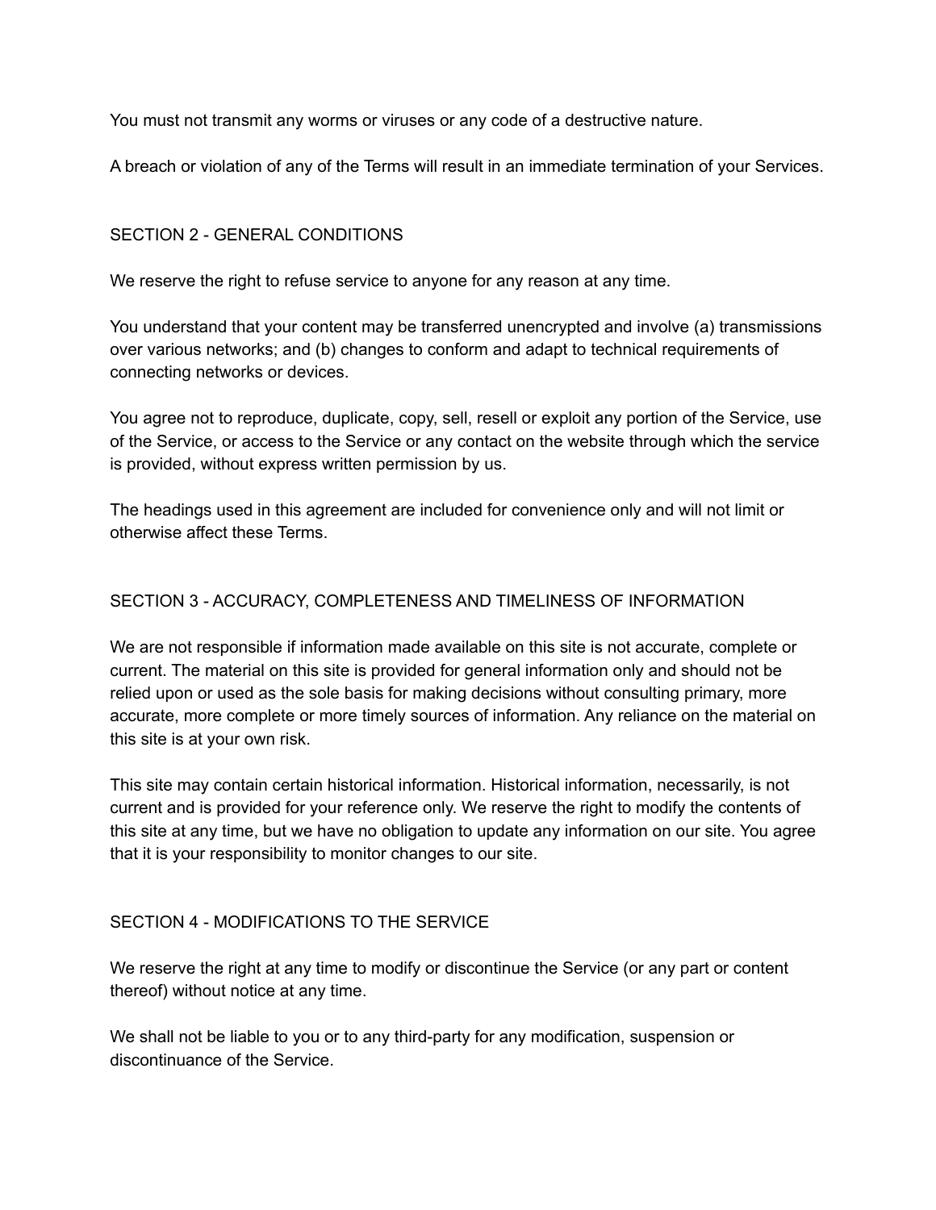You must not transmit any worms or viruses or any code of a destructive nature.

A breach or violation of any of the Terms will result in an immediate termination of your Services.

## SECTION 2 - GENERAL CONDITIONS

We reserve the right to refuse service to anyone for any reason at any time.

You understand that your content may be transferred unencrypted and involve (a) transmissions over various networks; and (b) changes to conform and adapt to technical requirements of connecting networks or devices.

You agree not to reproduce, duplicate, copy, sell, resell or exploit any portion of the Service, use of the Service, or access to the Service or any contact on the website through which the service is provided, without express written permission by us.

The headings used in this agreement are included for convenience only and will not limit or otherwise affect these Terms.

## SECTION 3 - ACCURACY, COMPLETENESS AND TIMELINESS OF INFORMATION

We are not responsible if information made available on this site is not accurate, complete or current. The material on this site is provided for general information only and should not be relied upon or used as the sole basis for making decisions without consulting primary, more accurate, more complete or more timely sources of information. Any reliance on the material on this site is at your own risk.

This site may contain certain historical information. Historical information, necessarily, is not current and is provided for your reference only. We reserve the right to modify the contents of this site at any time, but we have no obligation to update any information on our site. You agree that it is your responsibility to monitor changes to our site.

## SECTION 4 - MODIFICATIONS TO THE SERVICE

We reserve the right at any time to modify or discontinue the Service (or any part or content thereof) without notice at any time.

We shall not be liable to you or to any third-party for any modification, suspension or discontinuance of the Service.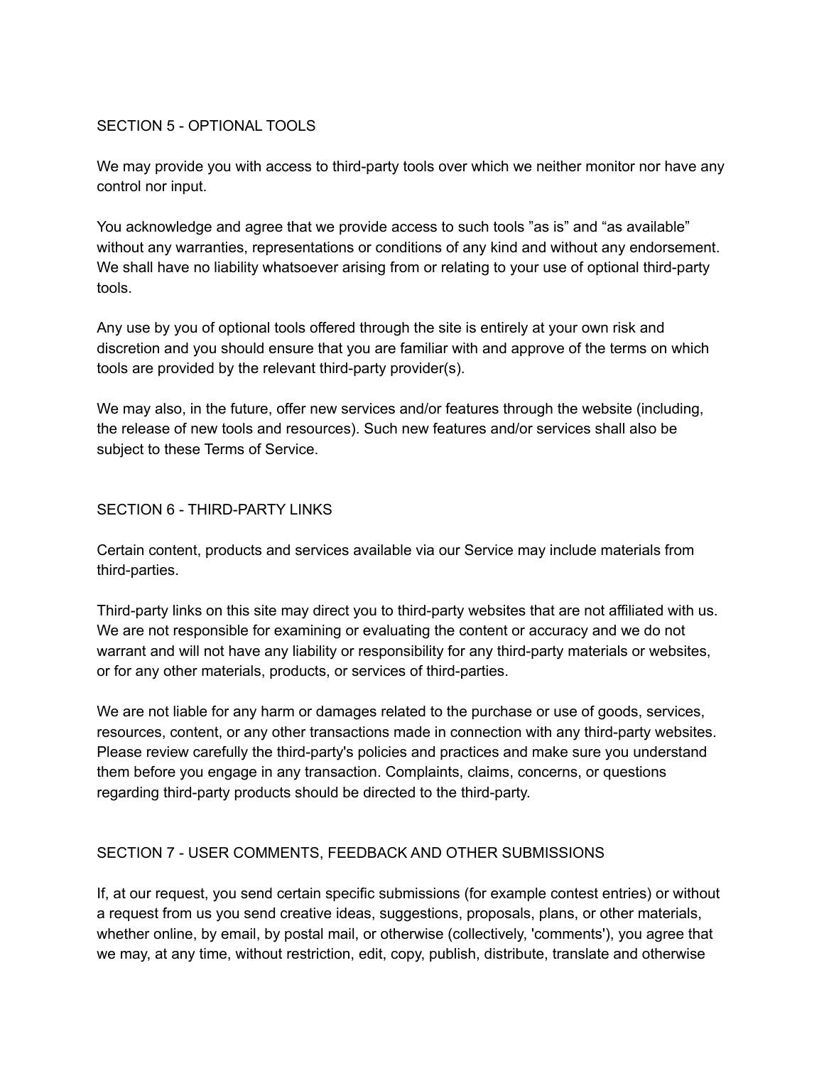## SECTION 5 - OPTIONAL TOOLS

We may provide you with access to third-party tools over which we neither monitor nor have any control nor input.

You acknowledge and agree that we provide access to such tools ”as is” and “as available” without any warranties, representations or conditions of any kind and without any endorsement. We shall have no liability whatsoever arising from or relating to your use of optional third-party tools.

Any use by you of optional tools offered through the site is entirely at your own risk and discretion and you should ensure that you are familiar with and approve of the terms on which tools are provided by the relevant third-party provider(s).

We may also, in the future, offer new services and/or features through the website (including, the release of new tools and resources). Such new features and/or services shall also be subject to these Terms of Service.

## SECTION 6 - THIRD-PARTY LINKS

Certain content, products and services available via our Service may include materials from third-parties.

Third-party links on this site may direct you to third-party websites that are not affiliated with us. We are not responsible for examining or evaluating the content or accuracy and we do not warrant and will not have any liability or responsibility for any third-party materials or websites, or for any other materials, products, or services of third-parties.

We are not liable for any harm or damages related to the purchase or use of goods, services, resources, content, or any other transactions made in connection with any third-party websites. Please review carefully the third-party's policies and practices and make sure you understand them before you engage in any transaction. Complaints, claims, concerns, or questions regarding third-party products should be directed to the third-party.

## SECTION 7 - USER COMMENTS, FEEDBACK AND OTHER SUBMISSIONS

If, at our request, you send certain specific submissions (for example contest entries) or without a request from us you send creative ideas, suggestions, proposals, plans, or other materials, whether online, by email, by postal mail, or otherwise (collectively, 'comments'), you agree that we may, at any time, without restriction, edit, copy, publish, distribute, translate and otherwise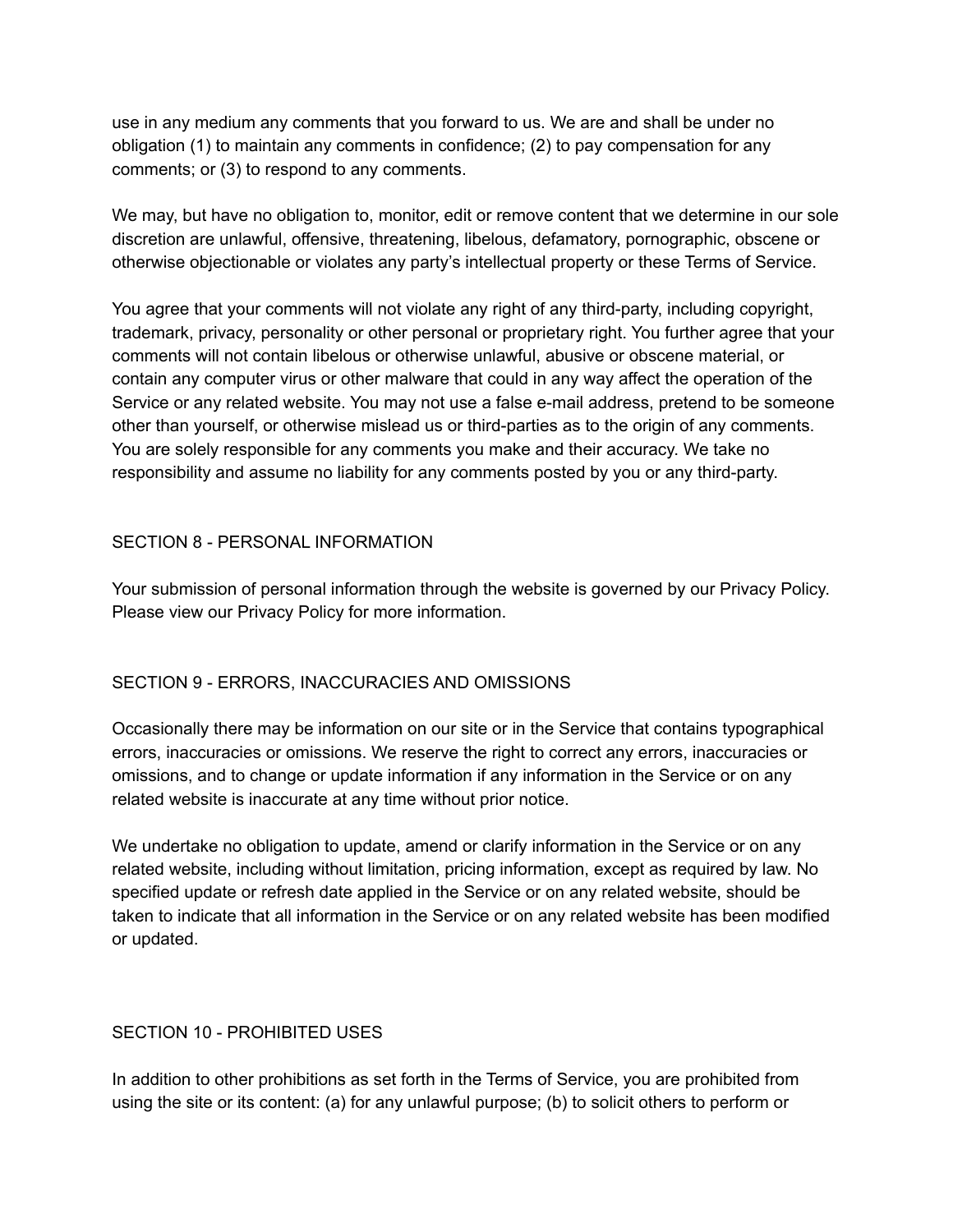use in any medium any comments that you forward to us. We are and shall be under no obligation (1) to maintain any comments in confidence; (2) to pay compensation for any comments; or (3) to respond to any comments.

We may, but have no obligation to, monitor, edit or remove content that we determine in our sole discretion are unlawful, offensive, threatening, libelous, defamatory, pornographic, obscene or otherwise objectionable or violates any party's intellectual property or these Terms of Service.

You agree that your comments will not violate any right of any third-party, including copyright, trademark, privacy, personality or other personal or proprietary right. You further agree that your comments will not contain libelous or otherwise unlawful, abusive or obscene material, or contain any computer virus or other malware that could in any way affect the operation of the Service or any related website. You may not use a false e-mail address, pretend to be someone other than yourself, or otherwise mislead us or third-parties as to the origin of any comments. You are solely responsible for any comments you make and their accuracy. We take no responsibility and assume no liability for any comments posted by you or any third-party.

## SECTION 8 - PERSONAL INFORMATION

Your submission of personal information through the website is governed by our Privacy Policy. Please view our Privacy Policy for more information.

## SECTION 9 - ERRORS, INACCURACIES AND OMISSIONS

Occasionally there may be information on our site or in the Service that contains typographical errors, inaccuracies or omissions. We reserve the right to correct any errors, inaccuracies or omissions, and to change or update information if any information in the Service or on any related website is inaccurate at any time without prior notice.

We undertake no obligation to update, amend or clarify information in the Service or on any related website, including without limitation, pricing information, except as required by law. No specified update or refresh date applied in the Service or on any related website, should be taken to indicate that all information in the Service or on any related website has been modified or updated.

## SECTION 10 - PROHIBITED USES

In addition to other prohibitions as set forth in the Terms of Service, you are prohibited from using the site or its content: (a) for any unlawful purpose; (b) to solicit others to perform or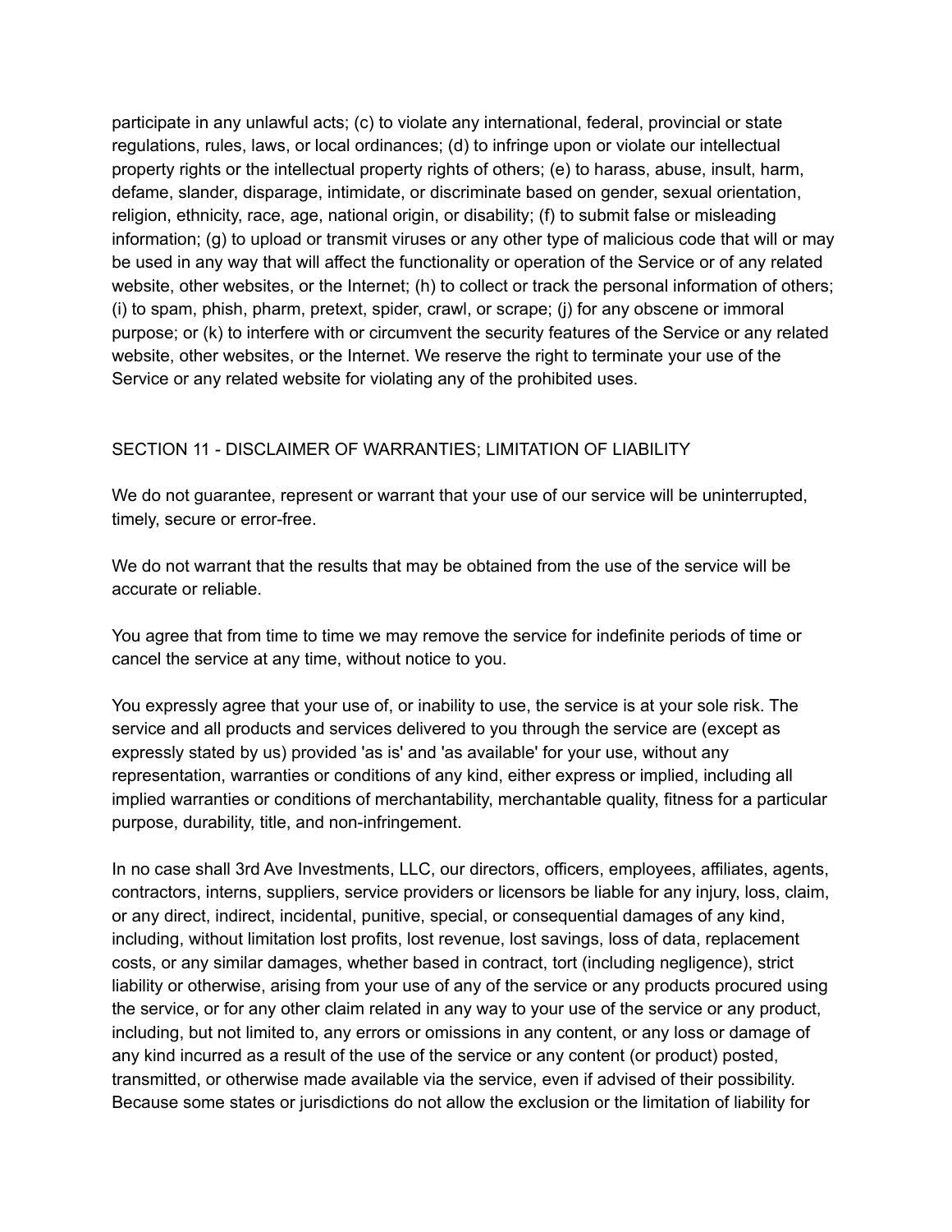participate in any unlawful acts; (c) to violate any international, federal, provincial or state regulations, rules, laws, or local ordinances; (d) to infringe upon or violate our intellectual property rights or the intellectual property rights of others; (e) to harass, abuse, insult, harm, defame, slander, disparage, intimidate, or discriminate based on gender, sexual orientation, religion, ethnicity, race, age, national origin, or disability; (f) to submit false or misleading information; (g) to upload or transmit viruses or any other type of malicious code that will or may be used in any way that will affect the functionality or operation of the Service or of any related website, other websites, or the Internet; (h) to collect or track the personal information of others; (i) to spam, phish, pharm, pretext, spider, crawl, or scrape; (j) for any obscene or immoral purpose; or (k) to interfere with or circumvent the security features of the Service or any related website, other websites, or the Internet. We reserve the right to terminate your use of the Service or any related website for violating any of the prohibited uses.

## SECTION 11 - DISCLAIMER OF WARRANTIES; LIMITATION OF LIABILITY

We do not guarantee, represent or warrant that your use of our service will be uninterrupted, timely, secure or error-free.

We do not warrant that the results that may be obtained from the use of the service will be accurate or reliable.

You agree that from time to time we may remove the service for indefinite periods of time or cancel the service at any time, without notice to you.

You expressly agree that your use of, or inability to use, the service is at your sole risk. The service and all products and services delivered to you through the service are (except as expressly stated by us) provided 'as is' and 'as available' for your use, without any representation, warranties or conditions of any kind, either express or implied, including all implied warranties or conditions of merchantability, merchantable quality, fitness for a particular purpose, durability, title, and non-infringement.

In no case shall 3rd Ave Investments, LLC, our directors, officers, employees, affiliates, agents, contractors, interns, suppliers, service providers or licensors be liable for any injury, loss, claim, or any direct, indirect, incidental, punitive, special, or consequential damages of any kind, including, without limitation lost profits, lost revenue, lost savings, loss of data, replacement costs, or any similar damages, whether based in contract, tort (including negligence), strict liability or otherwise, arising from your use of any of the service or any products procured using the service, or for any other claim related in any way to your use of the service or any product, including, but not limited to, any errors or omissions in any content, or any loss or damage of any kind incurred as a result of the use of the service or any content (or product) posted, transmitted, or otherwise made available via the service, even if advised of their possibility. Because some states or jurisdictions do not allow the exclusion or the limitation of liability for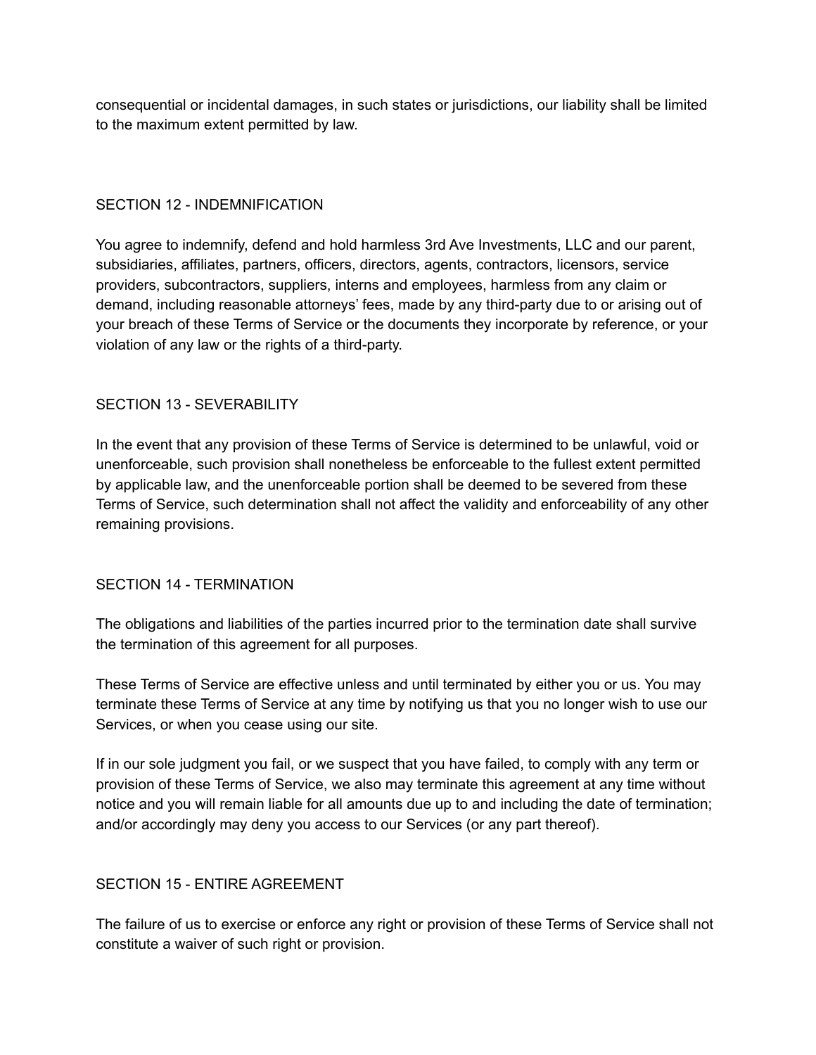consequential or incidental damages, in such states or jurisdictions, our liability shall be limited to the maximum extent permitted by law.

## SECTION 12 - INDEMNIFICATION

You agree to indemnify, defend and hold harmless 3rd Ave Investments, LLC and our parent, subsidiaries, affiliates, partners, officers, directors, agents, contractors, licensors, service providers, subcontractors, suppliers, interns and employees, harmless from any claim or demand, including reasonable attorneys' fees, made by any third-party due to or arising out of your breach of these Terms of Service or the documents they incorporate by reference, or your violation of any law or the rights of a third-party.

## SECTION 13 - SEVERABILITY

In the event that any provision of these Terms of Service is determined to be unlawful, void or unenforceable, such provision shall nonetheless be enforceable to the fullest extent permitted by applicable law, and the unenforceable portion shall be deemed to be severed from these Terms of Service, such determination shall not affect the validity and enforceability of any other remaining provisions.

## SECTION 14 - TERMINATION

The obligations and liabilities of the parties incurred prior to the termination date shall survive the termination of this agreement for all purposes.

These Terms of Service are effective unless and until terminated by either you or us. You may terminate these Terms of Service at any time by notifying us that you no longer wish to use our Services, or when you cease using our site.

If in our sole judgment you fail, or we suspect that you have failed, to comply with any term or provision of these Terms of Service, we also may terminate this agreement at any time without notice and you will remain liable for all amounts due up to and including the date of termination; and/or accordingly may deny you access to our Services (or any part thereof).

## SECTION 15 - ENTIRE AGREEMENT

The failure of us to exercise or enforce any right or provision of these Terms of Service shall not constitute a waiver of such right or provision.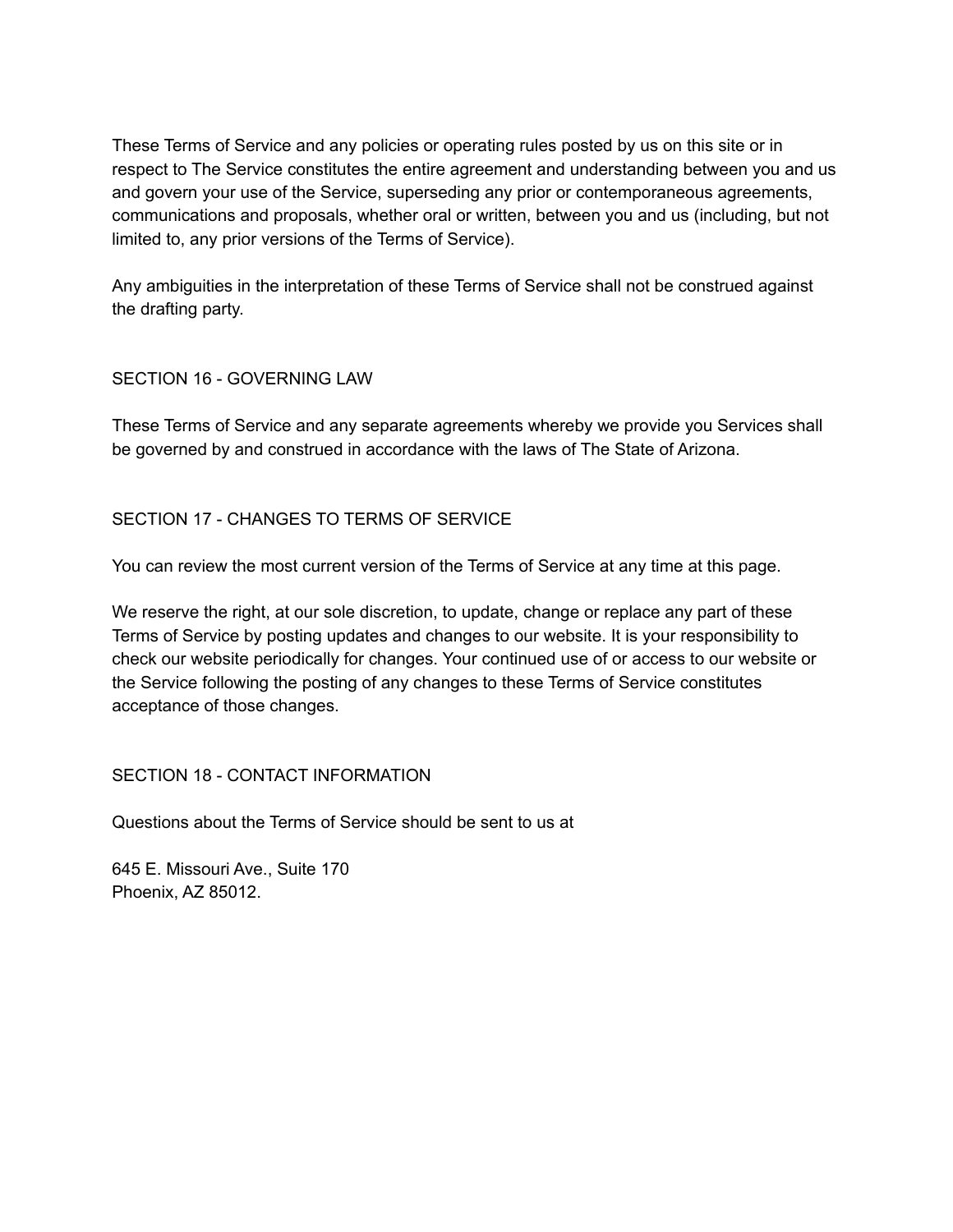These Terms of Service and any policies or operating rules posted by us on this site or in respect to The Service constitutes the entire agreement and understanding between you and us and govern your use of the Service, superseding any prior or contemporaneous agreements, communications and proposals, whether oral or written, between you and us (including, but not limited to, any prior versions of the Terms of Service).

Any ambiguities in the interpretation of these Terms of Service shall not be construed against the drafting party.

## SECTION 16 - GOVERNING LAW

These Terms of Service and any separate agreements whereby we provide you Services shall be governed by and construed in accordance with the laws of The State of Arizona.

## SECTION 17 - CHANGES TO TERMS OF SERVICE

You can review the most current version of the Terms of Service at any time at this page.

We reserve the right, at our sole discretion, to update, change or replace any part of these Terms of Service by posting updates and changes to our website. It is your responsibility to check our website periodically for changes. Your continued use of or access to our website or the Service following the posting of any changes to these Terms of Service constitutes acceptance of those changes.

## SECTION 18 - CONTACT INFORMATION

Questions about the Terms of Service should be sent to us at

645 E. Missouri Ave., Suite 170
Phoenix, AZ 85012.